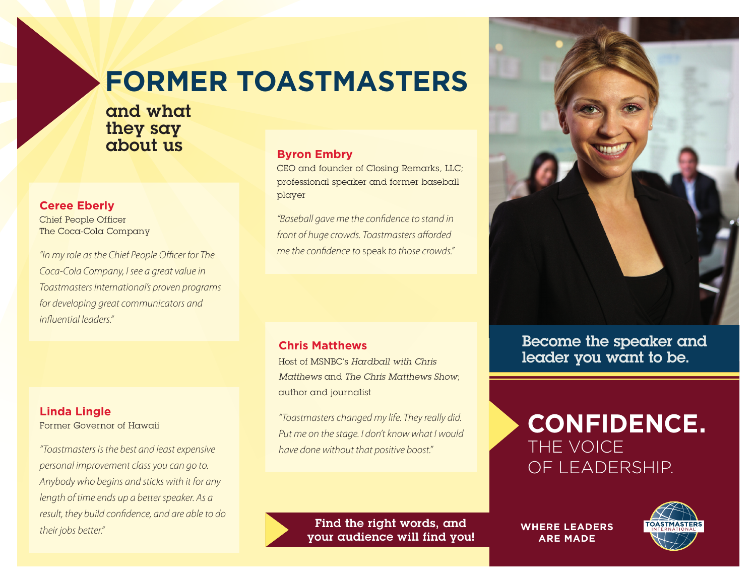# FORMER TOASTMASTERS

## and what they say about us

### Ceree Eberly

Chief People Officer
The Coca-Cola Company

*"In my role as the Chief People Officer for The Coca-Cola Company, I see a great value in Toastmasters International's proven programs for developing great communicators and influential leaders."*

### Linda Lingle

Former Governor of Hawaii

*"Toastmasters is the best and least expensive personal improvement class you can go to. Anybody who begins and sticks with it for any length of time ends up a better speaker. As a result, they build confidence, and are able to do their jobs better."*

### Byron Embry

CEO and founder of Closing Remarks, LLC; professional speaker and former baseball player

*"Baseball gave me the confidence to stand in front of huge crowds. Toastmasters afforded me the confidence to speak to those crowds."*

### Chris Matthews

Host of MSNBC's *Hardball with Chris Matthews* and *The Chris Matthews Show*; author and journalist

*"Toastmasters changed my life. They really did. Put me on the stage. I don't know what I would have done without that positive boost."*

**Find the right words, and your audience will find you!**

**Become the speaker and leader you want to be.**

**CONFIDENCE.**
THE VOICE
OF LEADERSHIP.

**WHERE LEADERS ARE MADE**

TOASTMASTERS INTERNATIONAL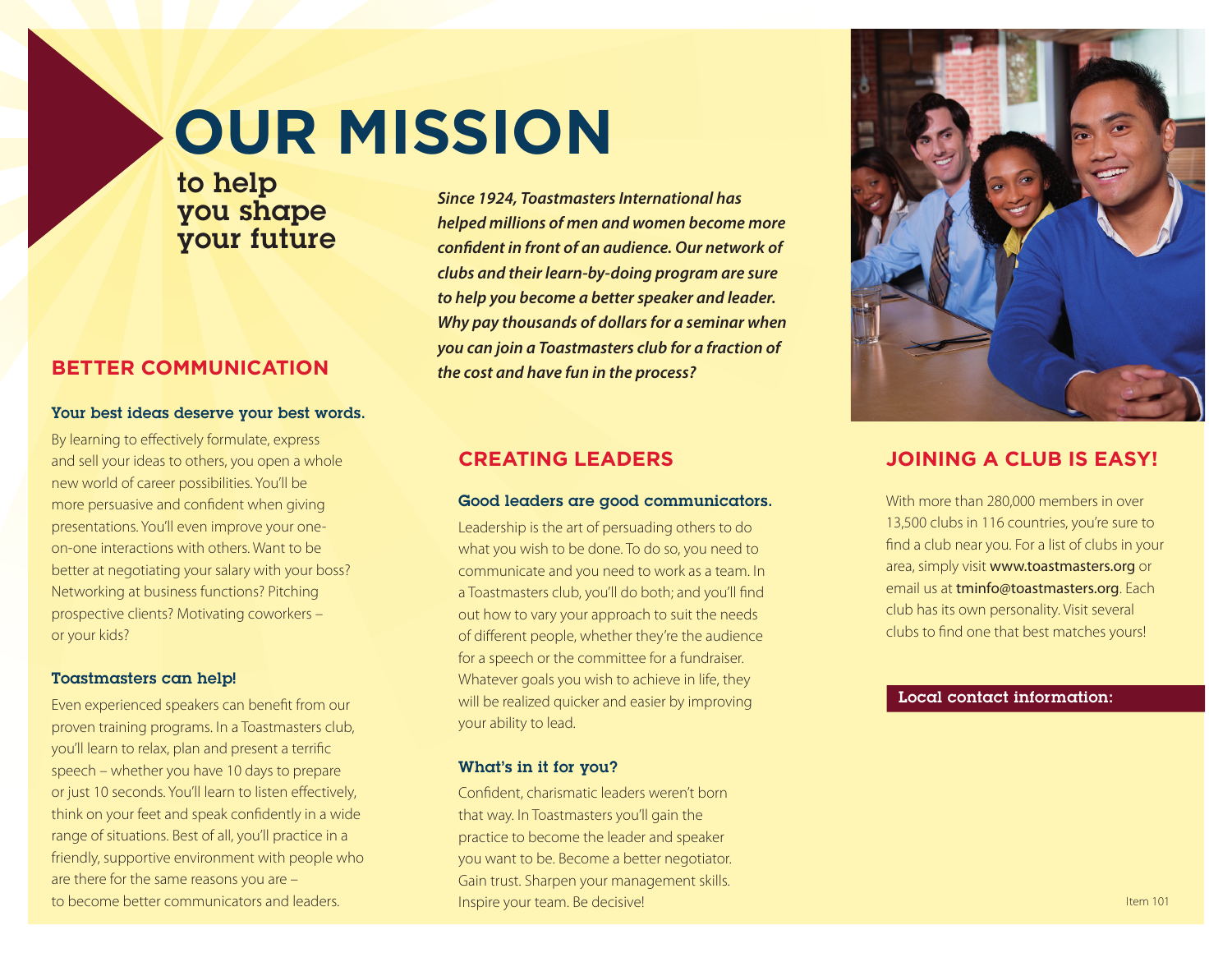# OUR MISSION

to help you shape your future

***Since 1924, Toastmasters International has helped millions of men and women become more confident in front of an audience. Our network of clubs and their learn-by-doing program are sure to help you become a better speaker and leader. Why pay thousands of dollars for a seminar when you can join a Toastmasters club for a fraction of the cost and have fun in the process?***

## BETTER COMMUNICATION

### Your best ideas deserve your best words.

By learning to effectively formulate, express and sell your ideas to others, you open a whole new world of career possibilities. You'll be more persuasive and confident when giving presentations. You'll even improve your one-on-one interactions with others. Want to be better at negotiating your salary with your boss? Networking at business functions? Pitching prospective clients? Motivating coworkers – or your kids?

### Toastmasters can help!

Even experienced speakers can benefit from our proven training programs. In a Toastmasters club, you'll learn to relax, plan and present a terrific speech – whether you have 10 days to prepare or just 10 seconds. You'll learn to listen effectively, think on your feet and speak confidently in a wide range of situations. Best of all, you'll practice in a friendly, supportive environment with people who are there for the same reasons you are – to become better communicators and leaders.

## CREATING LEADERS

### Good leaders are good communicators.

Leadership is the art of persuading others to do what you wish to be done. To do so, you need to communicate and you need to work as a team. In a Toastmasters club, you'll do both; and you'll find out how to vary your approach to suit the needs of different people, whether they're the audience for a speech or the committee for a fundraiser. Whatever goals you wish to achieve in life, they will be realized quicker and easier by improving your ability to lead.

### What's in it for you?

Confident, charismatic leaders weren't born that way. In Toastmasters you'll gain the practice to become the leader and speaker you want to be. Become a better negotiator. Gain trust. Sharpen your management skills. Inspire your team. Be decisive!

## JOINING A CLUB IS EASY!

With more than 280,000 members in over 13,500 clubs in 116 countries, you're sure to find a club near you. For a list of clubs in your area, simply visit www.toastmasters.org or email us at tminfo@toastmasters.org. Each club has its own personality. Visit several clubs to find one that best matches yours!

**Local contact information:**

Item 101